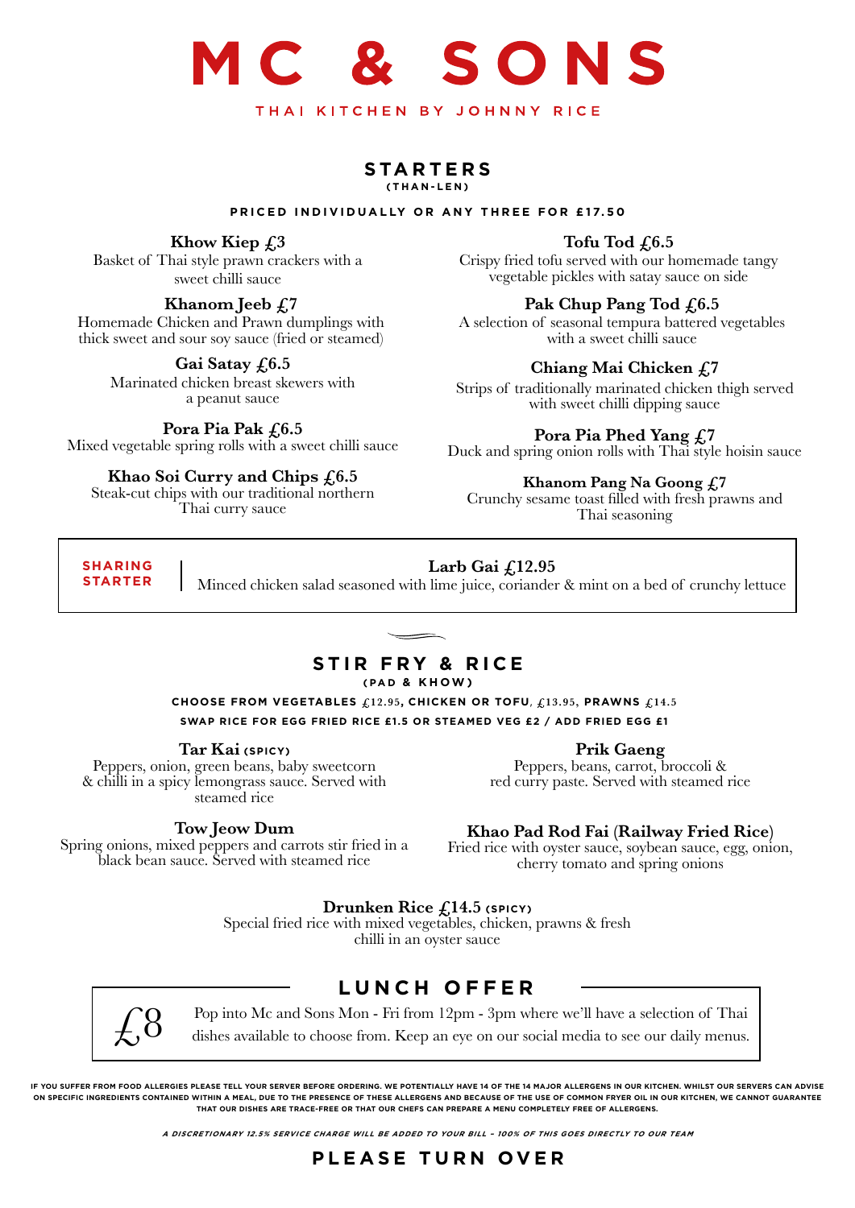# MC & SONS

THAI KITCHEN BY JOHNNY RICE

## STARTERS

**(THAN-LEN)**

**PRICED INDIVIDUALLY OR ANY THREE FOR £17.50**

**Khow Kiep £3**
Basket of Thai style prawn crackers with a sweet chilli sauce

**Khanom Jeeb £7**
Homemade Chicken and Prawn dumplings with thick sweet and sour soy sauce (fried or steamed)

**Gai Satay £6.5**
Marinated chicken breast skewers with a peanut sauce

**Pora Pia Pak £6.5**
Mixed vegetable spring rolls with a sweet chilli sauce

**Khao Soi Curry and Chips £6.5**
Steak-cut chips with our traditional northern Thai curry sauce

**Tofu Tod £6.5**
Crispy fried tofu served with our homemade tangy vegetable pickles with satay sauce on side

**Pak Chup Pang Tod £6.5**
A selection of seasonal tempura battered vegetables with a sweet chilli sauce

**Chiang Mai Chicken £7**
Strips of traditionally marinated chicken thigh served with sweet chilli dipping sauce

**Pora Pia Phed Yang £7**
Duck and spring onion rolls with Thai style hoisin sauce

**Khanom Pang Na Goong £7**
Crunchy sesame toast filled with fresh prawns and Thai seasoning

**SHARING STARTER**

**Larb Gai £12.95**
Minced chicken salad seasoned with lime juice, coriander & mint on a bed of crunchy lettuce

## STIR FRY & RICE

**(PAD & KHOW)**

**CHOOSE FROM VEGETABLES £12.95, CHICKEN OR TOFU, £13.95, PRAWNS £14.5**

**SWAP RICE FOR EGG FRIED RICE £1.5 OR STEAMED VEG £2 / ADD FRIED EGG £1**

**Tar Kai (SPICY)**
Peppers, onion, green beans, baby sweetcorn & chilli in a spicy lemongrass sauce. Served with steamed rice

**Tow Jeow Dum**
Spring onions, mixed peppers and carrots stir fried in a black bean sauce. Served with steamed rice

**Prik Gaeng**
Peppers, beans, carrot, broccoli & red curry paste. Served with steamed rice

**Khao Pad Rod Fai (Railway Fried Rice)**
Fried rice with oyster sauce, soybean sauce, egg, onion, cherry tomato and spring onions

**Drunken Rice £14.5 (SPICY)**
Special fried rice with mixed vegetables, chicken, prawns & fresh chilli in an oyster sauce

## LUNCH OFFER

£8

Pop into Mc and Sons Mon - Fri from 12pm - 3pm where we'll have a selection of Thai dishes available to choose from. Keep an eye on our social media to see our daily menus.

**IF YOU SUFFER FROM FOOD ALLERGIES PLEASE TELL YOUR SERVER BEFORE ORDERING. WE POTENTIALLY HAVE 14 OF THE 14 MAJOR ALLERGENS IN OUR KITCHEN. WHILST OUR SERVERS CAN ADVISE ON SPECIFIC INGREDIENTS CONTAINED WITHIN A MEAL, DUE TO THE PRESENCE OF THESE ALLERGENS AND BECAUSE OF THE USE OF COMMON FRYER OIL IN OUR KITCHEN, WE CANNOT GUARANTEE THAT OUR DISHES ARE TRACE-FREE OR THAT OUR CHEFS CAN PREPARE A MENU COMPLETELY FREE OF ALLERGENS.**

***A DISCRETIONARY 12.5% SERVICE CHARGE WILL BE ADDED TO YOUR BILL - 100% OF THIS GOES DIRECTLY TO OUR TEAM***

**PLEASE TURN OVER**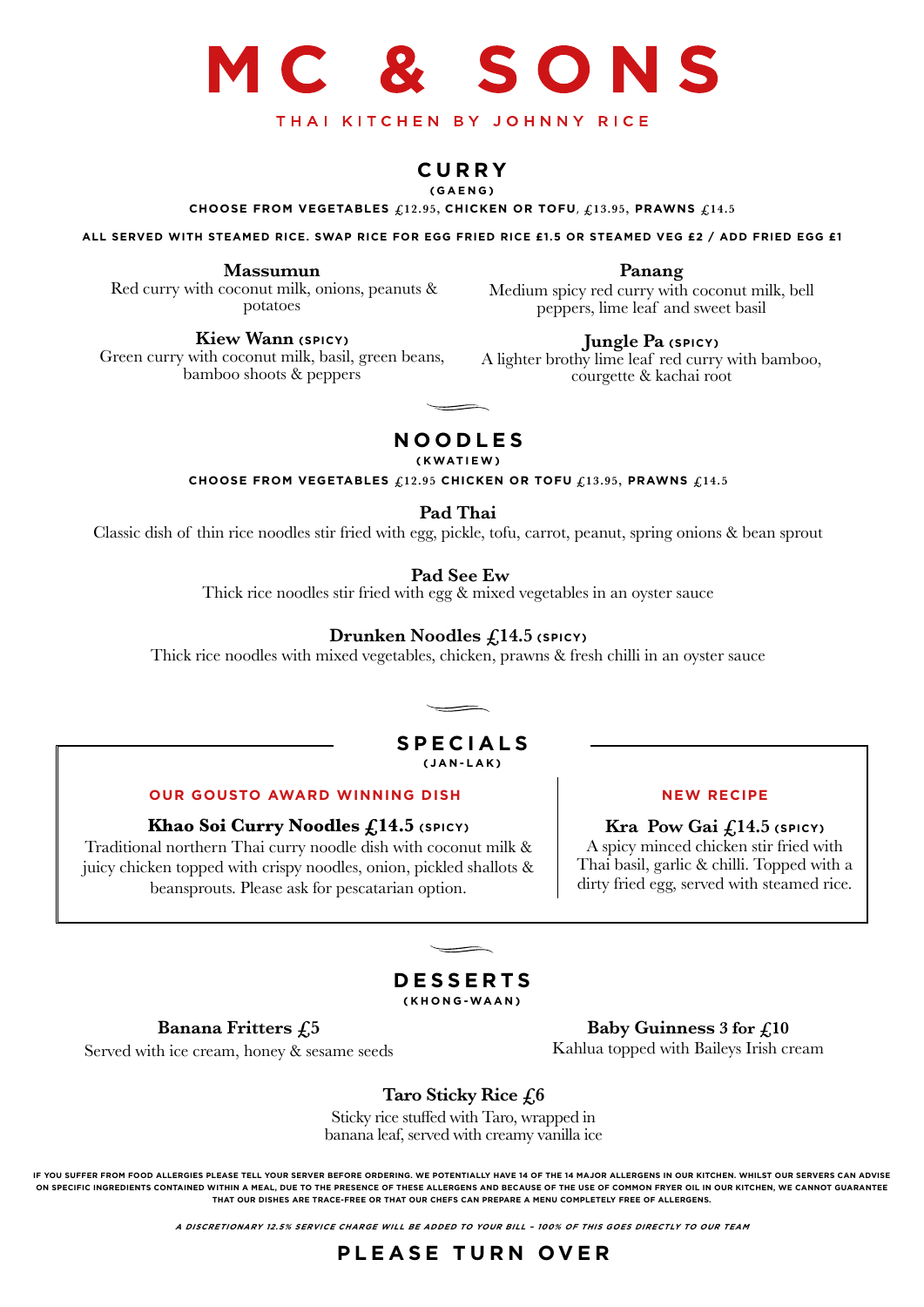# MC & SONS

THAI KITCHEN BY JOHNNY RICE

## CURRY

(GAENG)

**CHOOSE FROM VEGETABLES £12.95, CHICKEN OR TOFU, £13.95, PRAWNS £14.5**

**ALL SERVED WITH STEAMED RICE. SWAP RICE FOR EGG FRIED RICE £1.5 OR STEAMED VEG £2 / ADD FRIED EGG £1**

**Massumun**
Red curry with coconut milk, onions, peanuts & potatoes

**Kiew Wann** (SPICY)
Green curry with coconut milk, basil, green beans, bamboo shoots & peppers

**Panang**
Medium spicy red curry with coconut milk, bell peppers, lime leaf and sweet basil

**Jungle Pa** (SPICY)
A lighter brothy lime leaf red curry with bamboo, courgette & kachai root

## NOODLES

(KWATIEW)

**CHOOSE FROM VEGETABLES £12.95 CHICKEN OR TOFU £13.95, PRAWNS £14.5**

**Pad Thai**
Classic dish of thin rice noodles stir fried with egg, pickle, tofu, carrot, peanut, spring onions & bean sprout

**Pad See Ew**
Thick rice noodles stir fried with egg & mixed vegetables in an oyster sauce

**Drunken Noodles £14.5** (SPICY)
Thick rice noodles with mixed vegetables, chicken, prawns & fresh chilli in an oyster sauce

## SPECIALS

(JAN-LAK)

**OUR GOUSTO AWARD WINNING DISH**

**Khao Soi Curry Noodles £14.5** (SPICY)
Traditional northern Thai curry noodle dish with coconut milk & juicy chicken topped with crispy noodles, onion, pickled shallots & beansprouts. Please ask for pescatarian option.

**NEW RECIPE**

**Kra Pow Gai £14.5** (SPICY)
A spicy minced chicken stir fried with Thai basil, garlic & chilli. Topped with a dirty fried egg, served with steamed rice.

## DESSERTS

(KHONG-WAAN)

**Banana Fritters £5**
Served with ice cream, honey & sesame seeds

**Baby Guinness 3 for £10**
Kahlua topped with Baileys Irish cream

**Taro Sticky Rice £6**
Sticky rice stuffed with Taro, wrapped in banana leaf, served with creamy vanilla ice

IF YOU SUFFER FROM FOOD ALLERGIES PLEASE TELL YOUR SERVER BEFORE ORDERING. WE POTENTIALLY HAVE 14 OF THE 14 MAJOR ALLERGENS IN OUR KITCHEN. WHILST OUR SERVERS CAN ADVISE ON SPECIFIC INGREDIENTS CONTAINED WITHIN A MEAL, DUE TO THE PRESENCE OF THESE ALLERGENS AND BECAUSE OF THE USE OF COMMON FRYER OIL IN OUR KITCHEN, WE CANNOT GUARANTEE THAT OUR DISHES ARE TRACE-FREE OR THAT OUR CHEFS CAN PREPARE A MENU COMPLETELY FREE OF ALLERGENS.

*A DISCRETIONARY 12.5% SERVICE CHARGE WILL BE ADDED TO YOUR BILL - 100% OF THIS GOES DIRECTLY TO OUR TEAM*

**PLEASE TURN OVER**